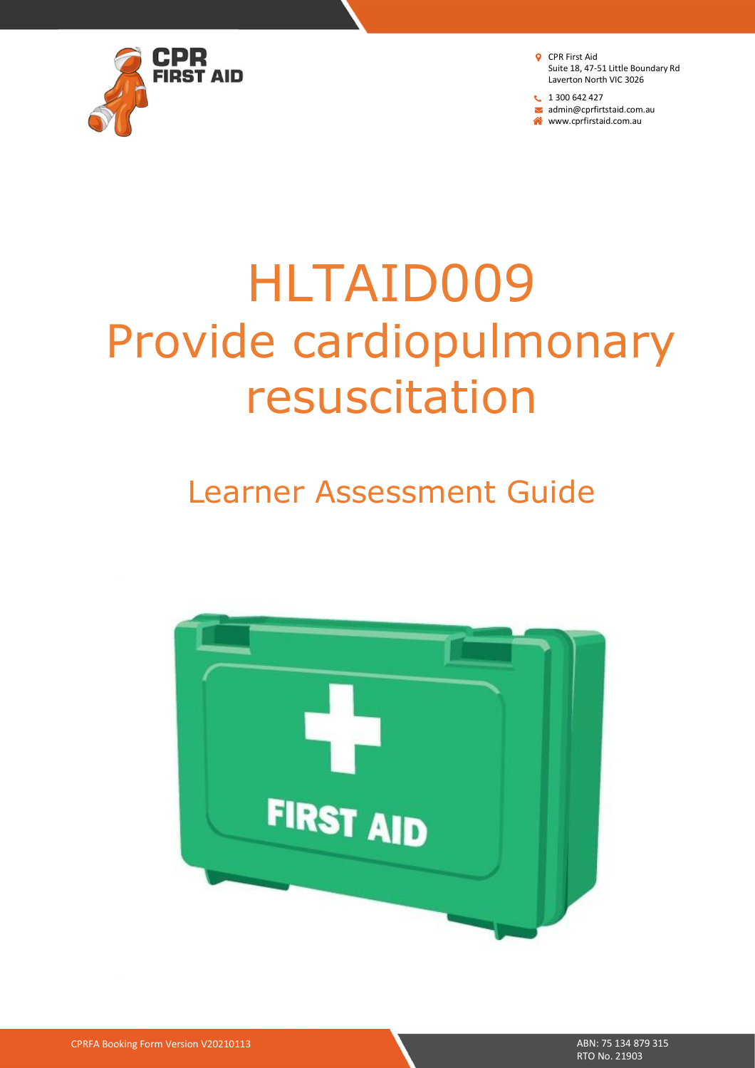CPR First Aid
Suite 18, 47-51 Little Boundary Rd
Laverton North VIC 3026

1 300 642 427
admin@cprfirstaid.com.au
www.cprfirstaid.com.au

# HLTAID009
# Provide cardiopulmonary resuscitation

## Learner Assessment Guide

CPRFA Booking Form Version V20210113

ABN: 75 134 879 315
RTO No. 21903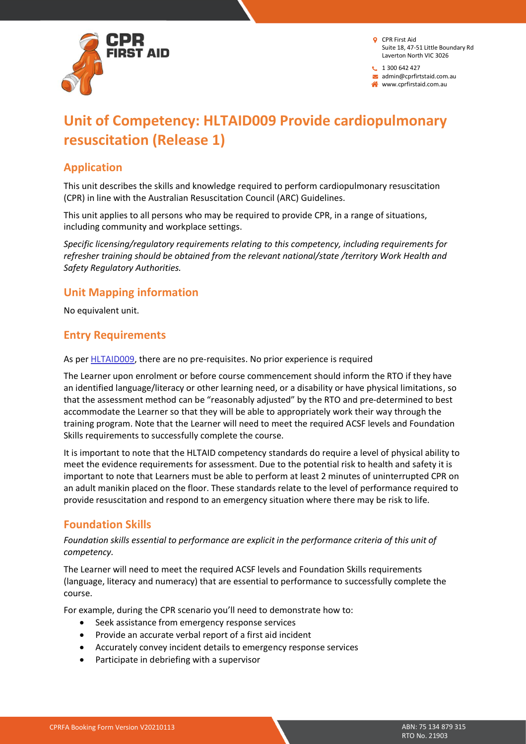# Unit of Competency: HLTAID009 Provide cardiopulmonary resuscitation (Release 1)

## Application

This unit describes the skills and knowledge required to perform cardiopulmonary resuscitation (CPR) in line with the Australian Resuscitation Council (ARC) Guidelines.

This unit applies to all persons who may be required to provide CPR, in a range of situations, including community and workplace settings.

*Specific licensing/regulatory requirements relating to this competency, including requirements for refresher training should be obtained from the relevant national/state /territory Work Health and Safety Regulatory Authorities.*

## Unit Mapping information

No equivalent unit.

## Entry Requirements

As per HLTAID009, there are no pre-requisites. No prior experience is required

The Learner upon enrolment or before course commencement should inform the RTO if they have an identified language/literacy or other learning need, or a disability or have physical limitations, so that the assessment method can be "reasonably adjusted" by the RTO and pre-determined to best accommodate the Learner so that they will be able to appropriately work their way through the training program. Note that the Learner will need to meet the required ACSF levels and Foundation Skills requirements to successfully complete the course.

It is important to note that the HLTAID competency standards do require a level of physical ability to meet the evidence requirements for assessment. Due to the potential risk to health and safety it is important to note that Learners must be able to perform at least 2 minutes of uninterrupted CPR on an adult manikin placed on the floor. These standards relate to the level of performance required to provide resuscitation and respond to an emergency situation where there may be risk to life.

## Foundation Skills

*Foundation skills essential to performance are explicit in the performance criteria of this unit of competency.*

The Learner will need to meet the required ACSF levels and Foundation Skills requirements (language, literacy and numeracy) that are essential to performance to successfully complete the course.

For example, during the CPR scenario you'll need to demonstrate how to:

- Seek assistance from emergency response services
- Provide an accurate verbal report of a first aid incident
- Accurately convey incident details to emergency response services
- Participate in debriefing with a supervisor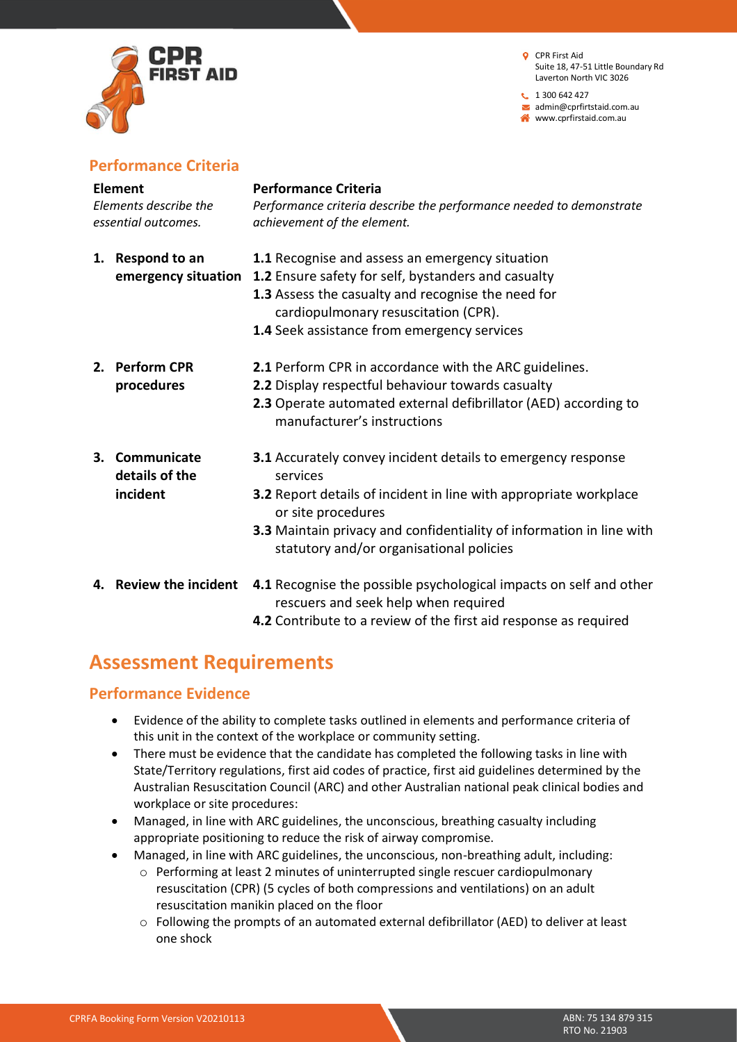## Performance Criteria

| **Element**<br>*Elements describe the essential outcomes.* | **Performance Criteria**<br>*Performance criteria describe the performance needed to demonstrate achievement of the element.* |
|---|---|
| **1. Respond to an emergency situation** | **1.1** Recognise and assess an emergency situation<br>**1.2** Ensure safety for self, bystanders and casualty<br>**1.3** Assess the casualty and recognise the need for cardiopulmonary resuscitation (CPR).<br>**1.4** Seek assistance from emergency services |
| **2. Perform CPR procedures** | **2.1** Perform CPR in accordance with the ARC guidelines.<br>**2.2** Display respectful behaviour towards casualty<br>**2.3** Operate automated external defibrillator (AED) according to manufacturer's instructions |
| **3. Communicate details of the incident** | **3.1** Accurately convey incident details to emergency response services<br>**3.2** Report details of incident in line with appropriate workplace or site procedures<br>**3.3** Maintain privacy and confidentiality of information in line with statutory and/or organisational policies |
| **4. Review the incident** | **4.1** Recognise the possible psychological impacts on self and other rescuers and seek help when required<br>**4.2** Contribute to a review of the first aid response as required |

# Assessment Requirements

## Performance Evidence

- Evidence of the ability to complete tasks outlined in elements and performance criteria of this unit in the context of the workplace or community setting.
- There must be evidence that the candidate has completed the following tasks in line with State/Territory regulations, first aid codes of practice, first aid guidelines determined by the Australian Resuscitation Council (ARC) and other Australian national peak clinical bodies and workplace or site procedures:
- Managed, in line with ARC guidelines, the unconscious, breathing casualty including appropriate positioning to reduce the risk of airway compromise.
- Managed, in line with ARC guidelines, the unconscious, non-breathing adult, including:
  - Performing at least 2 minutes of uninterrupted single rescuer cardiopulmonary resuscitation (CPR) (5 cycles of both compressions and ventilations) on an adult resuscitation manikin placed on the floor
  - Following the prompts of an automated external defibrillator (AED) to deliver at least one shock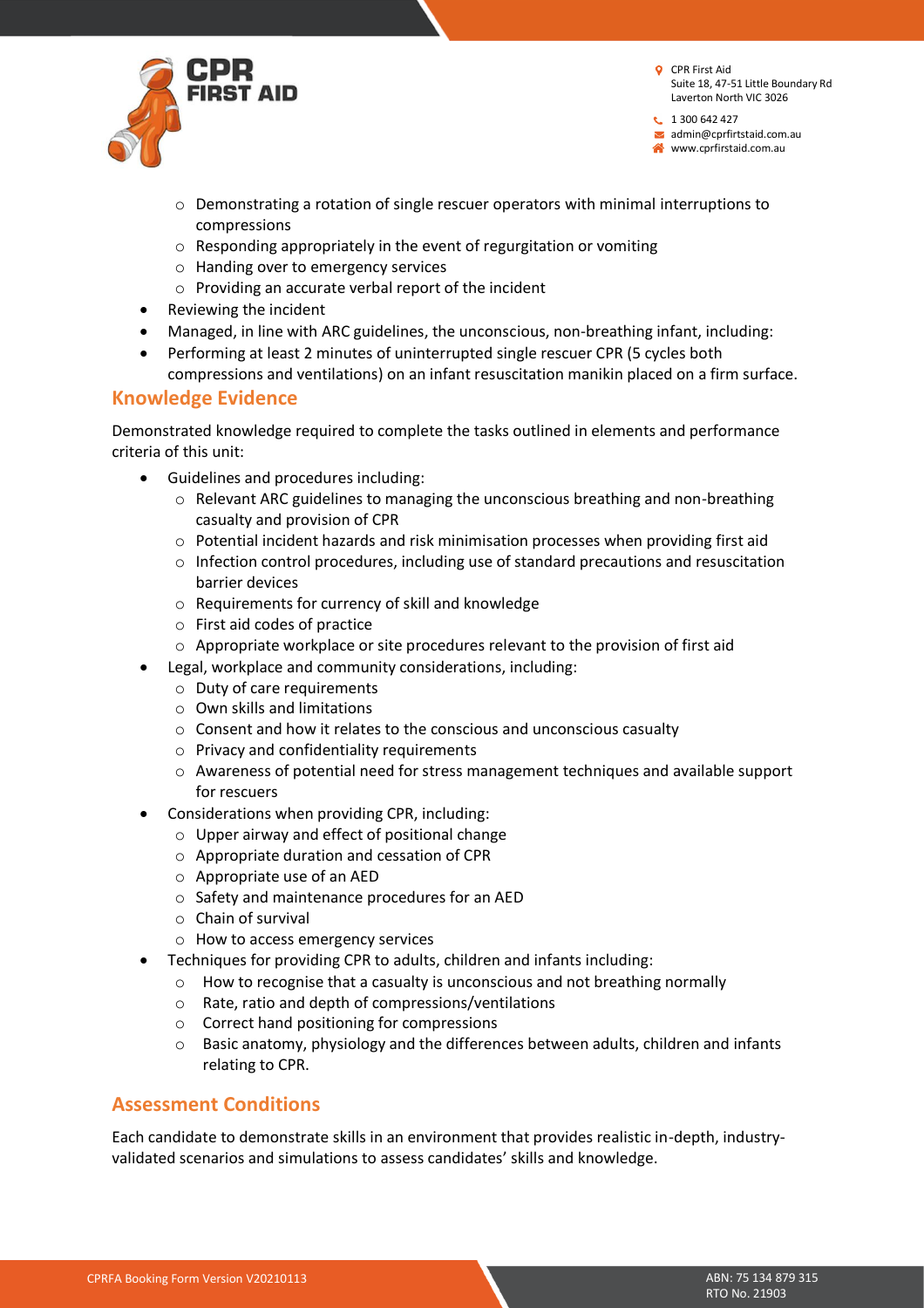- Demonstrating a rotation of single rescuer operators with minimal interruptions to compressions
  - Responding appropriately in the event of regurgitation or vomiting
  - Handing over to emergency services
  - Providing an accurate verbal report of the incident
- Reviewing the incident
- Managed, in line with ARC guidelines, the unconscious, non-breathing infant, including:
- Performing at least 2 minutes of uninterrupted single rescuer CPR (5 cycles both compressions and ventilations) on an infant resuscitation manikin placed on a firm surface.

## Knowledge Evidence

Demonstrated knowledge required to complete the tasks outlined in elements and performance criteria of this unit:

- Guidelines and procedures including:
  - Relevant ARC guidelines to managing the unconscious breathing and non-breathing casualty and provision of CPR
  - Potential incident hazards and risk minimisation processes when providing first aid
  - Infection control procedures, including use of standard precautions and resuscitation barrier devices
  - Requirements for currency of skill and knowledge
  - First aid codes of practice
  - Appropriate workplace or site procedures relevant to the provision of first aid
- Legal, workplace and community considerations, including:
  - Duty of care requirements
  - Own skills and limitations
  - Consent and how it relates to the conscious and unconscious casualty
  - Privacy and confidentiality requirements
  - Awareness of potential need for stress management techniques and available support for rescuers
- Considerations when providing CPR, including:
  - Upper airway and effect of positional change
  - Appropriate duration and cessation of CPR
  - Appropriate use of an AED
  - Safety and maintenance procedures for an AED
  - Chain of survival
  - How to access emergency services
- Techniques for providing CPR to adults, children and infants including:
  - How to recognise that a casualty is unconscious and not breathing normally
  - Rate, ratio and depth of compressions/ventilations
  - Correct hand positioning for compressions
  - Basic anatomy, physiology and the differences between adults, children and infants relating to CPR.

## Assessment Conditions

Each candidate to demonstrate skills in an environment that provides realistic in-depth, industry-validated scenarios and simulations to assess candidates' skills and knowledge.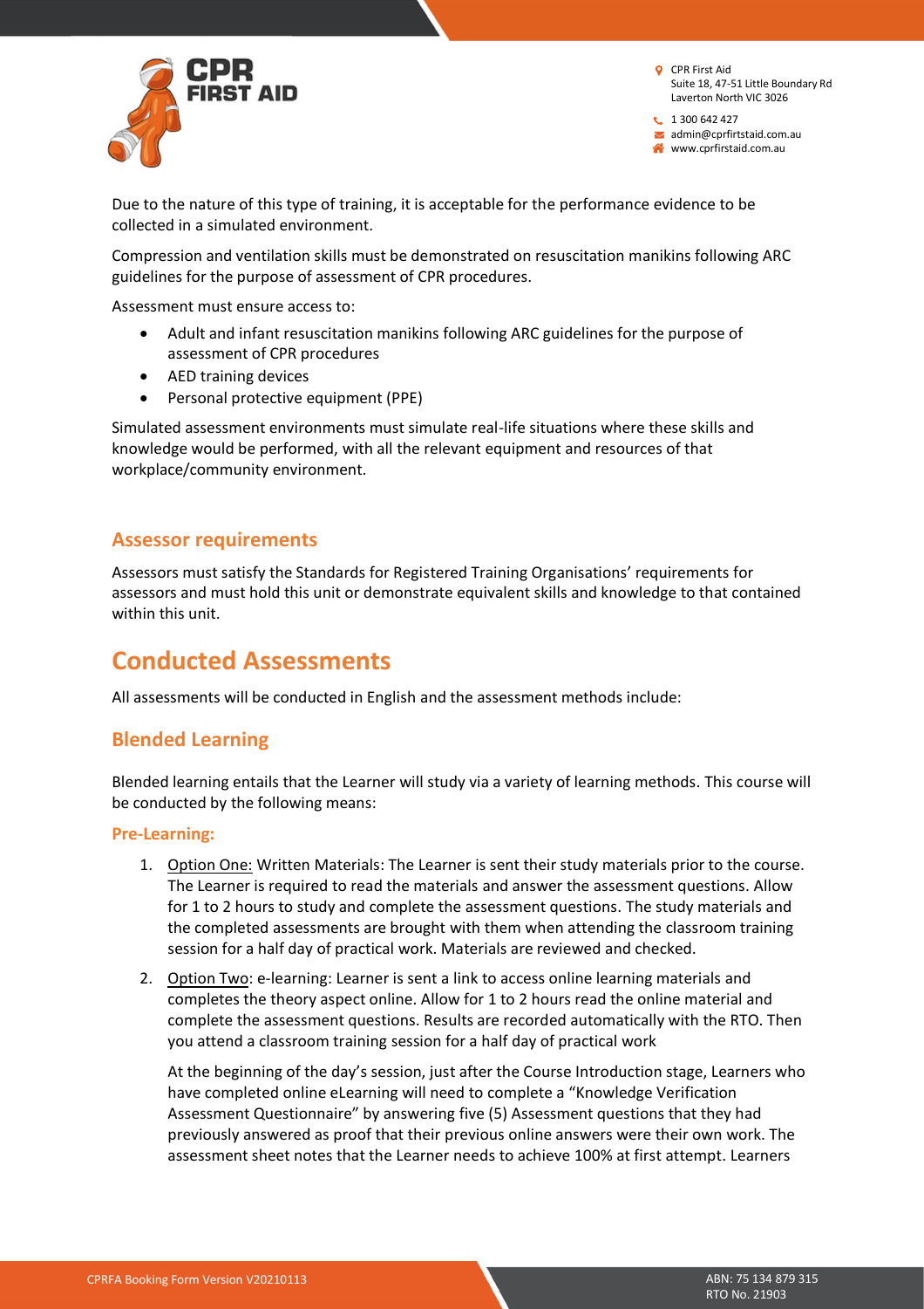Due to the nature of this type of training, it is acceptable for the performance evidence to be collected in a simulated environment.

Compression and ventilation skills must be demonstrated on resuscitation manikins following ARC guidelines for the purpose of assessment of CPR procedures.

Assessment must ensure access to:

- Adult and infant resuscitation manikins following ARC guidelines for the purpose of assessment of CPR procedures
- AED training devices
- Personal protective equipment (PPE)

Simulated assessment environments must simulate real-life situations where these skills and knowledge would be performed, with all the relevant equipment and resources of that workplace/community environment.

### Assessor requirements

Assessors must satisfy the Standards for Registered Training Organisations' requirements for assessors and must hold this unit or demonstrate equivalent skills and knowledge to that contained within this unit.

## Conducted Assessments

All assessments will be conducted in English and the assessment methods include:

### Blended Learning

Blended learning entails that the Learner will study via a variety of learning methods. This course will be conducted by the following means:

#### Pre-Learning:

1. Option One: Written Materials: The Learner is sent their study materials prior to the course. The Learner is required to read the materials and answer the assessment questions. Allow for 1 to 2 hours to study and complete the assessment questions. The study materials and the completed assessments are brought with them when attending the classroom training session for a half day of practical work. Materials are reviewed and checked.
2. Option Two: e-learning: Learner is sent a link to access online learning materials and completes the theory aspect online. Allow for 1 to 2 hours read the online material and complete the assessment questions. Results are recorded automatically with the RTO. Then you attend a classroom training session for a half day of practical work

   At the beginning of the day's session, just after the Course Introduction stage, Learners who have completed online eLearning will need to complete a "Knowledge Verification Assessment Questionnaire" by answering five (5) Assessment questions that they had previously answered as proof that their previous online answers were their own work. The assessment sheet notes that the Learner needs to achieve 100% at first attempt. Learners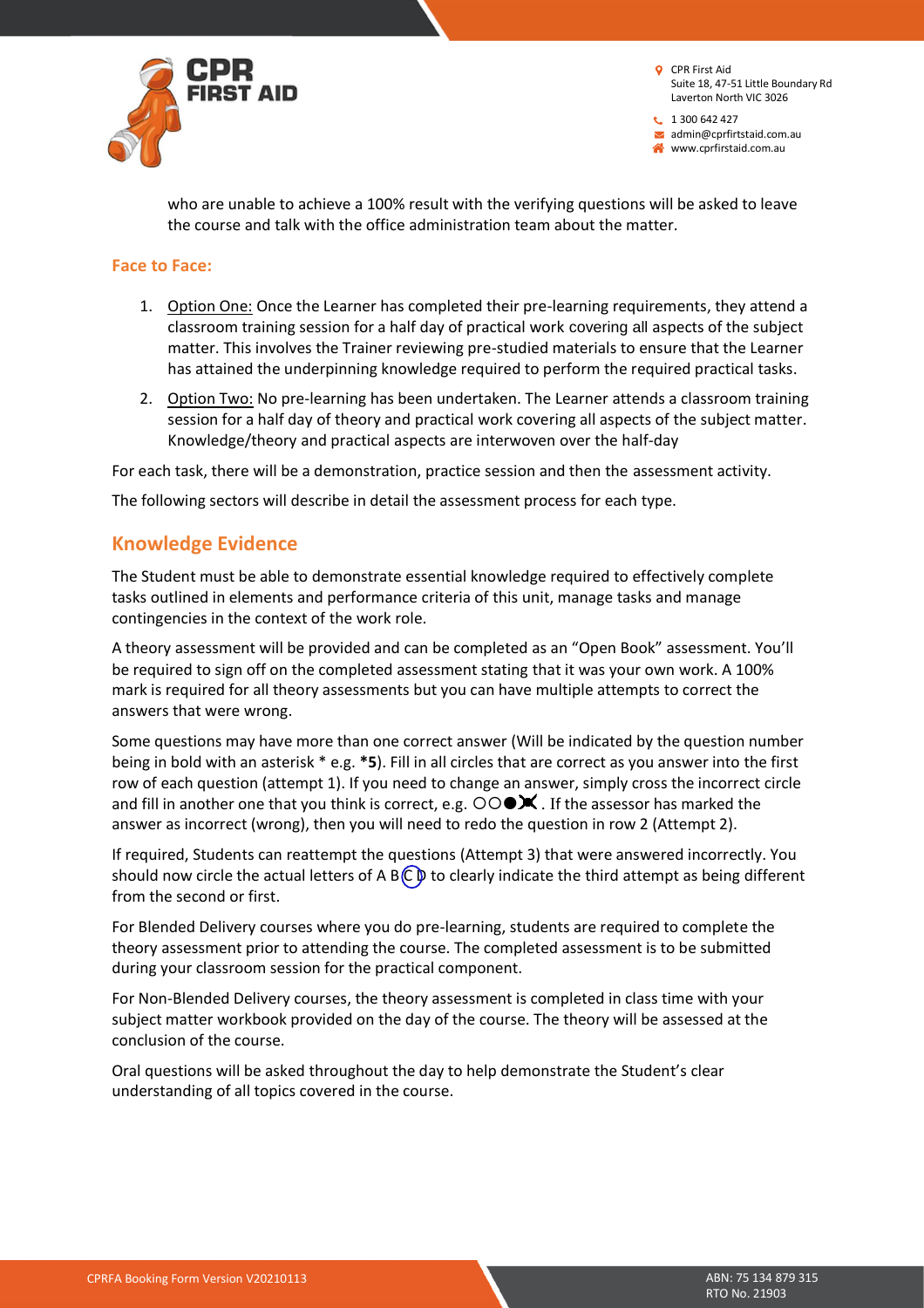who are unable to achieve a 100% result with the verifying questions will be asked to leave the course and talk with the office administration team about the matter.

### Face to Face:

1. Option One: Once the Learner has completed their pre-learning requirements, they attend a classroom training session for a half day of practical work covering all aspects of the subject matter. This involves the Trainer reviewing pre-studied materials to ensure that the Learner has attained the underpinning knowledge required to perform the required practical tasks.
2. Option Two: No pre-learning has been undertaken. The Learner attends a classroom training session for a half day of theory and practical work covering all aspects of the subject matter. Knowledge/theory and practical aspects are interwoven over the half-day

For each task, there will be a demonstration, practice session and then the assessment activity.

The following sectors will describe in detail the assessment process for each type.

## Knowledge Evidence

The Student must be able to demonstrate essential knowledge required to effectively complete tasks outlined in elements and performance criteria of this unit, manage tasks and manage contingencies in the context of the work role.

A theory assessment will be provided and can be completed as an "Open Book" assessment. You'll be required to sign off on the completed assessment stating that it was your own work. A 100% mark is required for all theory assessments but you can have multiple attempts to correct the answers that were wrong.

Some questions may have more than one correct answer (Will be indicated by the question number being in bold with an asterisk * e.g. ***5**). Fill in all circles that are correct as you answer into the first row of each question (attempt 1). If you need to change an answer, simply cross the incorrect circle and fill in another one that you think is correct, e.g. ○○●✖. If the assessor has marked the answer as incorrect (wrong), then you will need to redo the question in row 2 (Attempt 2).

If required, Students can reattempt the questions (Attempt 3) that were answered incorrectly. You should now circle the actual letters of A B Ⓒ D to clearly indicate the third attempt as being different from the second or first.

For Blended Delivery courses where you do pre-learning, students are required to complete the theory assessment prior to attending the course. The completed assessment is to be submitted during your classroom session for the practical component.

For Non-Blended Delivery courses, the theory assessment is completed in class time with your subject matter workbook provided on the day of the course. The theory will be assessed at the conclusion of the course.

Oral questions will be asked throughout the day to help demonstrate the Student's clear understanding of all topics covered in the course.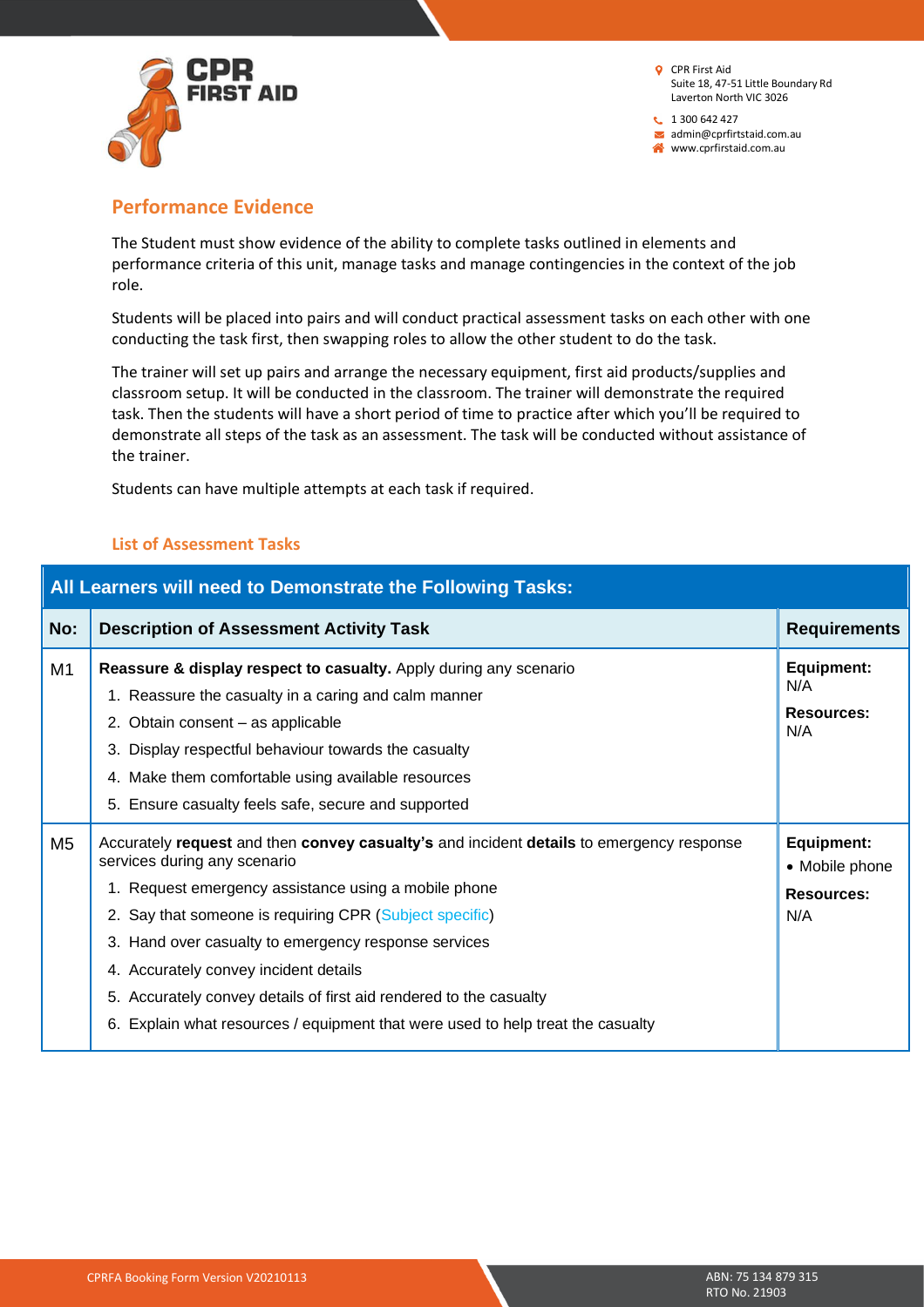## Performance Evidence

The Student must show evidence of the ability to complete tasks outlined in elements and performance criteria of this unit, manage tasks and manage contingencies in the context of the job role.

Students will be placed into pairs and will conduct practical assessment tasks on each other with one conducting the task first, then swapping roles to allow the other student to do the task.

The trainer will set up pairs and arrange the necessary equipment, first aid products/supplies and classroom setup. It will be conducted in the classroom. The trainer will demonstrate the required task. Then the students will have a short period of time to practice after which you'll be required to demonstrate all steps of the task as an assessment. The task will be conducted without assistance of the trainer.

Students can have multiple attempts at each task if required.

### List of Assessment Tasks

| All Learners will need to Demonstrate the Following Tasks: | | |
|---|---|---|
| **No:** | **Description of Assessment Activity Task** | **Requirements** |
| M1 | **Reassure & display respect to casualty.** Apply during any scenario<br>1. Reassure the casualty in a caring and calm manner<br>2. Obtain consent – as applicable<br>3. Display respectful behaviour towards the casualty<br>4. Make them comfortable using available resources<br>5. Ensure casualty feels safe, secure and supported | **Equipment:** N/A<br>**Resources:** N/A |
| M5 | Accurately **request** and then **convey casualty's** and incident **details** to emergency response services during any scenario<br>1. Request emergency assistance using a mobile phone<br>2. Say that someone is requiring CPR (Subject specific)<br>3. Hand over casualty to emergency response services<br>4. Accurately convey incident details<br>5. Accurately convey details of first aid rendered to the casualty<br>6. Explain what resources / equipment that were used to help treat the casualty | **Equipment:**<br>• Mobile phone<br>**Resources:** N/A |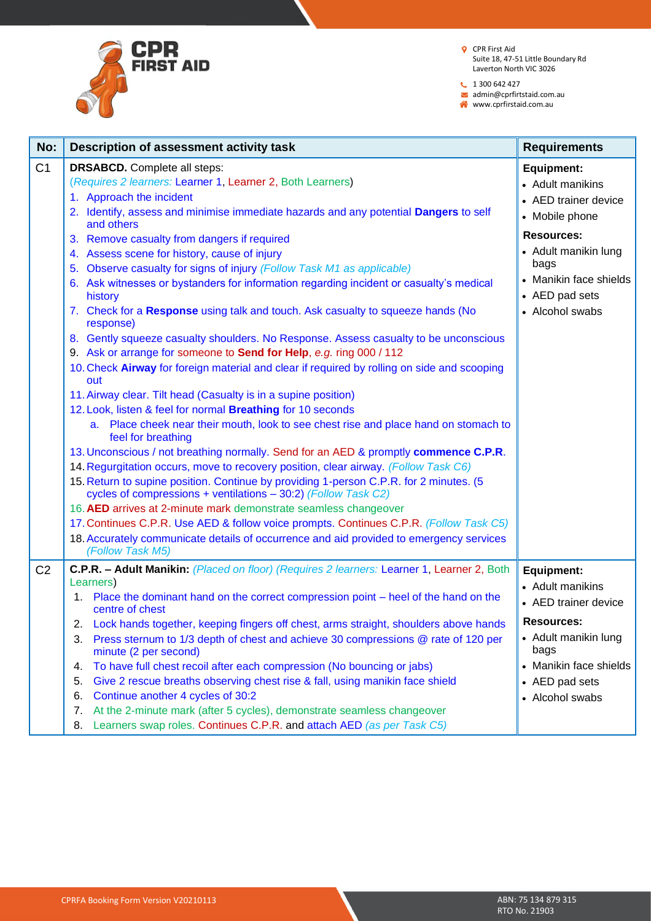| No: | Description of assessment activity task | Requirements |
|---|---|---|
| C1 | **DRSABCD.** Complete all steps:<br>(*Requires 2 learners:* Learner 1, Learner 2, Both Learners)<br>1. Approach the incident<br>2. Identify, assess and minimise immediate hazards and any potential **Dangers** to self and others<br>3. Remove casualty from dangers if required<br>4. Assess scene for history, cause of injury<br>5. Observe casualty for signs of injury *(Follow Task M1 as applicable)*<br>6. Ask witnesses or bystanders for information regarding incident or casualty's medical history<br>7. Check for a **Response** using talk and touch. Ask casualty to squeeze hands (No response)<br>8. Gently squeeze casualty shoulders. No Response. Assess casualty to be unconscious<br>9. Ask or arrange for someone to **Send for Help**, *e.g.* ring 000 / 112<br>10. Check **Airway** for foreign material and clear if required by rolling on side and scooping out<br>11. Airway clear. Tilt head (Casualty is in a supine position)<br>12. Look, listen & feel for normal **Breathing** for 10 seconds<br>a. Place cheek near their mouth, look to see chest rise and place hand on stomach to feel for breathing<br>13. Unconscious / not breathing normally. Send for an AED & promptly **commence C.P.R**.<br>14. Regurgitation occurs, move to recovery position, clear airway. *(Follow Task C6)*<br>15. Return to supine position. Continue by providing 1-person C.P.R. for 2 minutes. (5 cycles of compressions + ventilations – 30:2) *(Follow Task C2)*<br>16. **AED** arrives at 2-minute mark demonstrate seamless changeover<br>17. Continues C.P.R. Use AED & follow voice prompts. Continues C.P.R. *(Follow Task C5)*<br>18. Accurately communicate details of occurrence and aid provided to emergency services *(Follow Task M5)* | **Equipment:**<br>• Adult manikins<br>• AED trainer device<br>• Mobile phone<br>**Resources:**<br>• Adult manikin lung bags<br>• Manikin face shields<br>• AED pad sets<br>• Alcohol swabs |
| C2 | **C.P.R. – Adult Manikin:** *(Placed on floor) (Requires 2 learners:* Learner 1, Learner 2, Both Learners)<br>1. Place the dominant hand on the correct compression point – heel of the hand on the centre of chest<br>2. Lock hands together, keeping fingers off chest, arms straight, shoulders above hands<br>3. Press sternum to 1/3 depth of chest and achieve 30 compressions @ rate of 120 per minute (2 per second)<br>4. To have full chest recoil after each compression (No bouncing or jabs)<br>5. Give 2 rescue breaths observing chest rise & fall, using manikin face shield<br>6. Continue another 4 cycles of 30:2<br>7. At the 2-minute mark (after 5 cycles), demonstrate seamless changeover<br>8. Learners swap roles. Continues C.P.R. and attach AED *(as per Task C5)* | **Equipment:**<br>• Adult manikins<br>• AED trainer device<br>**Resources:**<br>• Adult manikin lung bags<br>• Manikin face shields<br>• AED pad sets<br>• Alcohol swabs |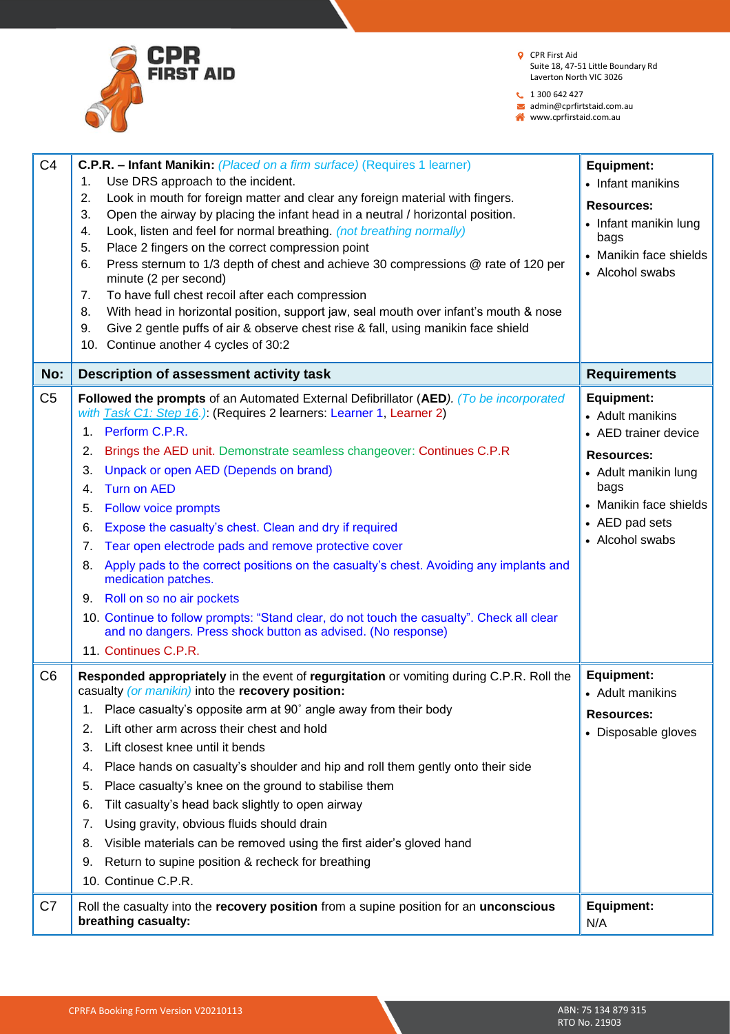| C4 | **C.P.R. – Infant Manikin:** *(Placed on a firm surface)* (Requires 1 learner)<br>1. Use DRS approach to the incident.<br>2. Look in mouth for foreign matter and clear any foreign material with fingers.<br>3. Open the airway by placing the infant head in a neutral / horizontal position.<br>4. Look, listen and feel for normal breathing. *(not breathing normally)*<br>5. Place 2 fingers on the correct compression point<br>6. Press sternum to 1/3 depth of chest and achieve 30 compressions @ rate of 120 per minute (2 per second)<br>7. To have full chest recoil after each compression<br>8. With head in horizontal position, support jaw, seal mouth over infant's mouth & nose<br>9. Give 2 gentle puffs of air & observe chest rise & fall, using manikin face shield<br>10. Continue another 4 cycles of 30:2 | **Equipment:**<br>• Infant manikins<br>**Resources:**<br>• Infant manikin lung bags<br>• Manikin face shields<br>• Alcohol swabs |
|---|---|---|
| **No:** | **Description of assessment activity task** | **Requirements** |
| C5 | **Followed the prompts** of an Automated External Defibrillator (**AED**). *(To be incorporated with Task C1: Step 16.)*: (Requires 2 learners: Learner 1, Learner 2)<br>1. Perform C.P.R.<br>2. Brings the AED unit. Demonstrate seamless changeover: Continues C.P.R<br>3. Unpack or open AED (Depends on brand)<br>4. Turn on AED<br>5. Follow voice prompts<br>6. Expose the casualty's chest. Clean and dry if required<br>7. Tear open electrode pads and remove protective cover<br>8. Apply pads to the correct positions on the casualty's chest. Avoiding any implants and medication patches.<br>9. Roll on so no air pockets<br>10. Continue to follow prompts: "Stand clear, do not touch the casualty". Check all clear and no dangers. Press shock button as advised. (No response)<br>11. Continues C.P.R. | **Equipment:**<br>• Adult manikins<br>• AED trainer device<br>**Resources:**<br>• Adult manikin lung bags<br>• Manikin face shields<br>• AED pad sets<br>• Alcohol swabs |
| C6 | **Responded appropriately** in the event of **regurgitation** or vomiting during C.P.R. Roll the casualty *(or manikin)* into the **recovery position:**<br>1. Place casualty's opposite arm at 90˚ angle away from their body<br>2. Lift other arm across their chest and hold<br>3. Lift closest knee until it bends<br>4. Place hands on casualty's shoulder and hip and roll them gently onto their side<br>5. Place casualty's knee on the ground to stabilise them<br>6. Tilt casualty's head back slightly to open airway<br>7. Using gravity, obvious fluids should drain<br>8. Visible materials can be removed using the first aider's gloved hand<br>9. Return to supine position & recheck for breathing<br>10. Continue C.P.R. | **Equipment:**<br>• Adult manikins<br>**Resources:**<br>• Disposable gloves |
| C7 | Roll the casualty into the **recovery position** from a supine position for an **unconscious breathing casualty:** | **Equipment:**<br>N/A |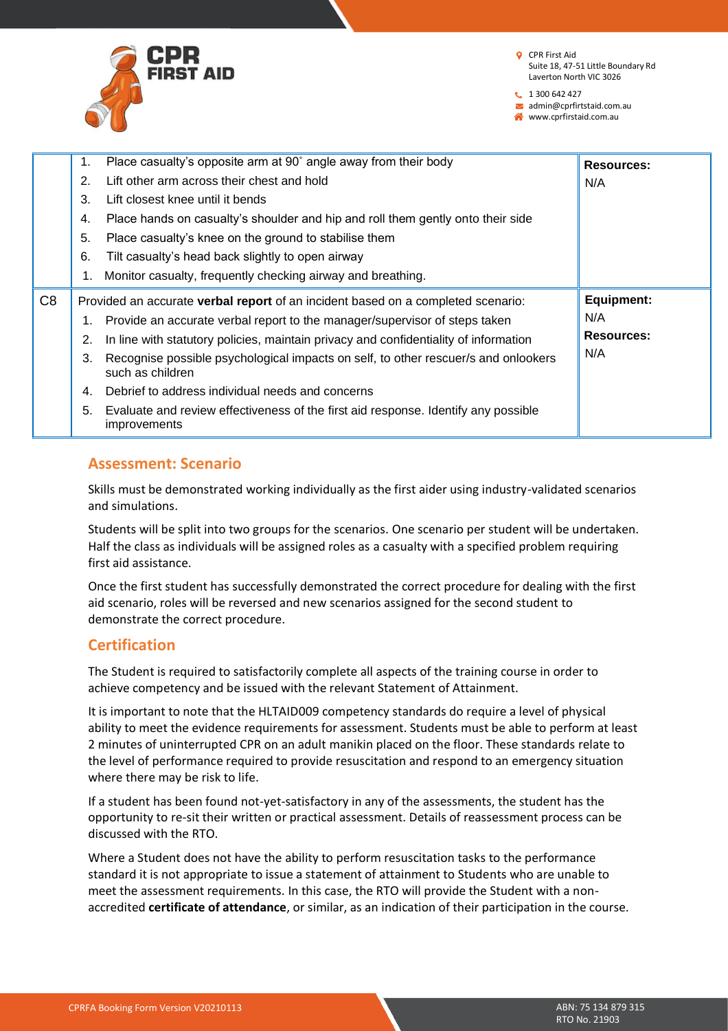| | | |
|---|---|---|
| | 1. Place casualty's opposite arm at 90˚ angle away from their body<br>2. Lift other arm across their chest and hold<br>3. Lift closest knee until it bends<br>4. Place hands on casualty's shoulder and hip and roll them gently onto their side<br>5. Place casualty's knee on the ground to stabilise them<br>6. Tilt casualty's head back slightly to open airway<br>1. Monitor casualty, frequently checking airway and breathing. | **Resources:**<br>N/A |
| C8 | Provided an accurate **verbal report** of an incident based on a completed scenario:<br>1. Provide an accurate verbal report to the manager/supervisor of steps taken<br>2. In line with statutory policies, maintain privacy and confidentiality of information<br>3. Recognise possible psychological impacts on self, to other rescuer/s and onlookers such as children<br>4. Debrief to address individual needs and concerns<br>5. Evaluate and review effectiveness of the first aid response. Identify any possible improvements | **Equipment:**<br>N/A<br>**Resources:**<br>N/A |

## Assessment: Scenario

Skills must be demonstrated working individually as the first aider using industry-validated scenarios and simulations.

Students will be split into two groups for the scenarios. One scenario per student will be undertaken. Half the class as individuals will be assigned roles as a casualty with a specified problem requiring first aid assistance.

Once the first student has successfully demonstrated the correct procedure for dealing with the first aid scenario, roles will be reversed and new scenarios assigned for the second student to demonstrate the correct procedure.

## Certification

The Student is required to satisfactorily complete all aspects of the training course in order to achieve competency and be issued with the relevant Statement of Attainment.

It is important to note that the HLTAID009 competency standards do require a level of physical ability to meet the evidence requirements for assessment. Students must be able to perform at least 2 minutes of uninterrupted CPR on an adult manikin placed on the floor. These standards relate to the level of performance required to provide resuscitation and respond to an emergency situation where there may be risk to life.

If a student has been found not-yet-satisfactory in any of the assessments, the student has the opportunity to re-sit their written or practical assessment. Details of reassessment process can be discussed with the RTO.

Where a Student does not have the ability to perform resuscitation tasks to the performance standard it is not appropriate to issue a statement of attainment to Students who are unable to meet the assessment requirements. In this case, the RTO will provide the Student with a non-accredited **certificate of attendance**, or similar, as an indication of their participation in the course.